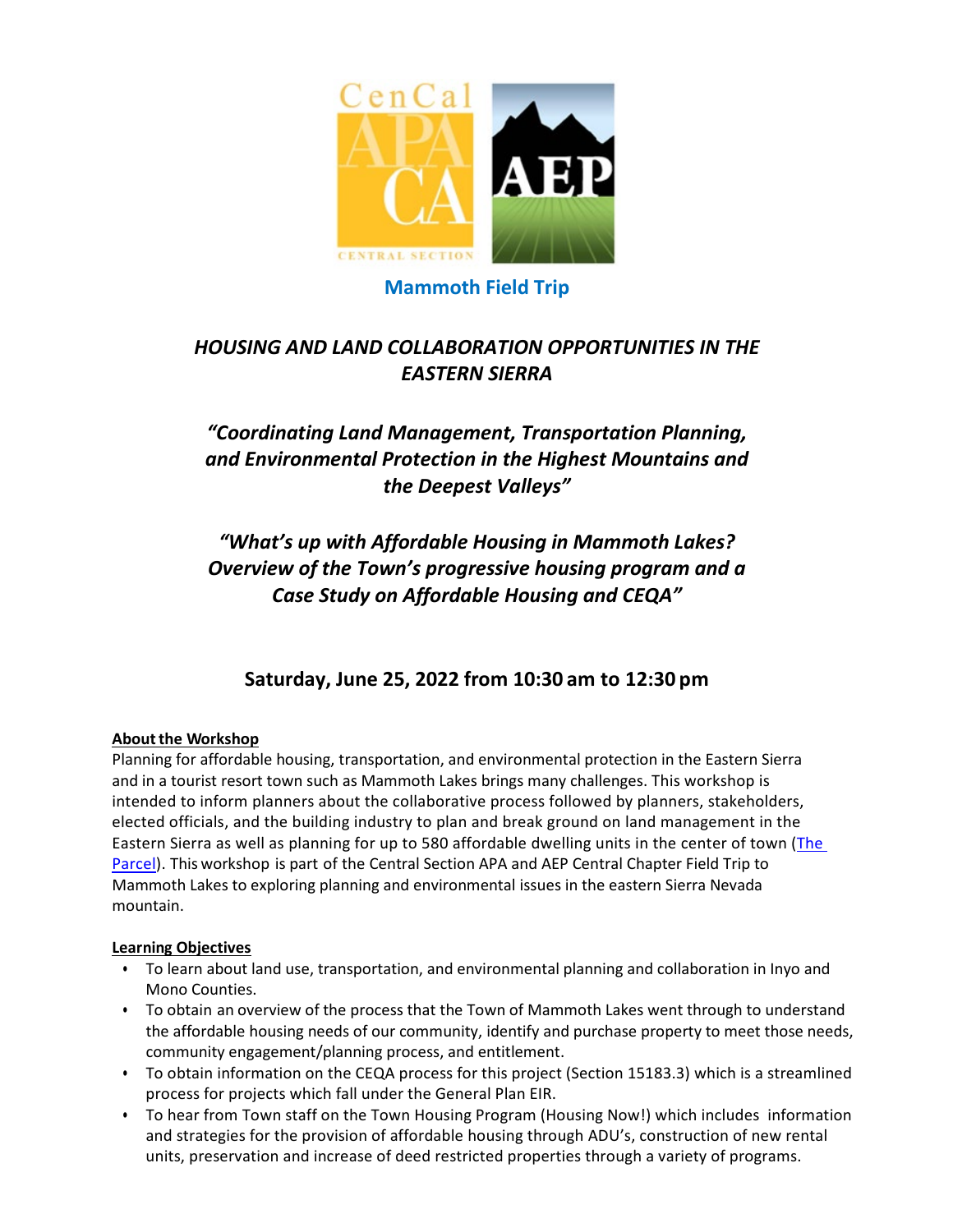## Mammoth Field Trip

# *HOUSING AND LAND COLLABORATION OPPORTUNITIES IN THE EASTERN SIERRA*

## *"Coordinating Land Management, Transportation Planning, and Environmental Protection in the Highest Mountains and the Deepest Valleys"*

## *"What's up with Affordable Housing in Mammoth Lakes? Overview of the Town's progressive housing program and a Case Study on Affordable Housing and CEQA"*

### Saturday, June 25, 2022 from 10:30 am to 12:30 pm

**About the Workshop**

Planning for affordable housing, transportation, and environmental protection in the Eastern Sierra and in a tourist resort town such as Mammoth Lakes brings many challenges. This workshop is intended to inform planners about the collaborative process followed by planners, stakeholders, elected officials, and the building industry to plan and break ground on land management in the Eastern Sierra as well as planning for up to 580 affordable dwelling units in the center of town (The Parcel). This workshop is part of the Central Section APA and AEP Central Chapter Field Trip to Mammoth Lakes to exploring planning and environmental issues in the eastern Sierra Nevada mountain.

**Learning Objectives**

- To learn about land use, transportation, and environmental planning and collaboration in Inyo and Mono Counties.
- To obtain an overview of the process that the Town of Mammoth Lakes went through to understand the affordable housing needs of our community, identify and purchase property to meet those needs, community engagement/planning process, and entitlement.
- To obtain information on the CEQA process for this project (Section 15183.3) which is a streamlined process for projects which fall under the General Plan EIR.
- To hear from Town staff on the Town Housing Program (Housing Now!) which includes information and strategies for the provision of affordable housing through ADU's, construction of new rental units, preservation and increase of deed restricted properties through a variety of programs.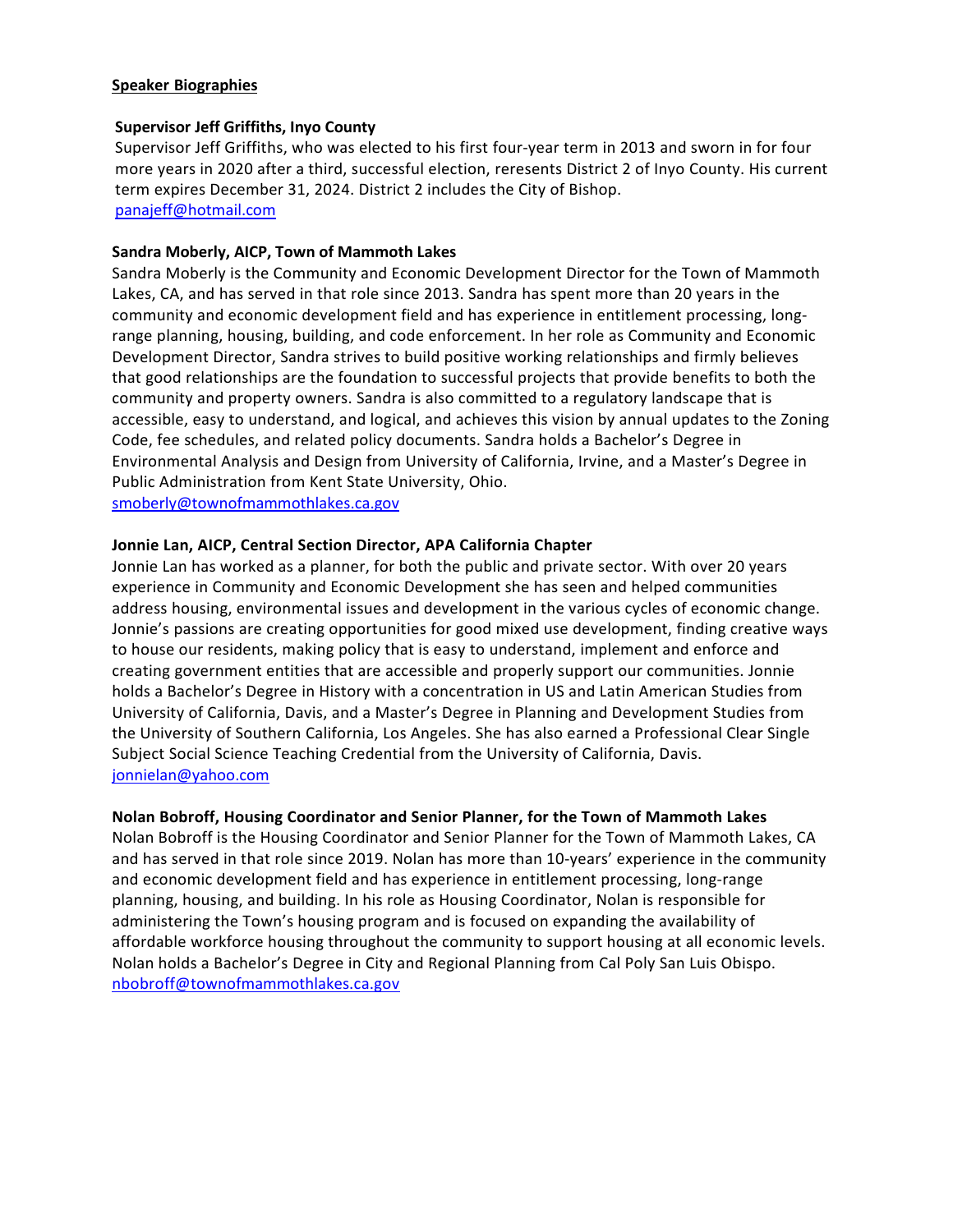**Speaker Biographies**

**Supervisor Jeff Griffiths, Inyo County**

Supervisor Jeff Griffiths, who was elected to his first four-year term in 2013 and sworn in for four more years in 2020 after a third, successful election, reresents District 2 of Inyo County. His current term expires December 31, 2024. District 2 includes the City of Bishop.
panajeff@hotmail.com

**Sandra Moberly, AICP, Town of Mammoth Lakes**

Sandra Moberly is the Community and Economic Development Director for the Town of Mammoth Lakes, CA, and has served in that role since 2013. Sandra has spent more than 20 years in the community and economic development field and has experience in entitlement processing, long-range planning, housing, building, and code enforcement. In her role as Community and Economic Development Director, Sandra strives to build positive working relationships and firmly believes that good relationships are the foundation to successful projects that provide benefits to both the community and property owners. Sandra is also committed to a regulatory landscape that is accessible, easy to understand, and logical, and achieves this vision by annual updates to the Zoning Code, fee schedules, and related policy documents. Sandra holds a Bachelor's Degree in Environmental Analysis and Design from University of California, Irvine, and a Master's Degree in Public Administration from Kent State University, Ohio.
smoberly@townofmammothlakes.ca.gov

**Jonnie Lan, AICP, Central Section Director, APA California Chapter**

Jonnie Lan has worked as a planner, for both the public and private sector. With over 20 years experience in Community and Economic Development she has seen and helped communities address housing, environmental issues and development in the various cycles of economic change. Jonnie's passions are creating opportunities for good mixed use development, finding creative ways to house our residents, making policy that is easy to understand, implement and enforce and creating government entities that are accessible and properly support our communities. Jonnie holds a Bachelor's Degree in History with a concentration in US and Latin American Studies from University of California, Davis, and a Master's Degree in Planning and Development Studies from the University of Southern California, Los Angeles. She has also earned a Professional Clear Single Subject Social Science Teaching Credential from the University of California, Davis.
jonnielan@yahoo.com

**Nolan Bobroff, Housing Coordinator and Senior Planner, for the Town of Mammoth Lakes**

Nolan Bobroff is the Housing Coordinator and Senior Planner for the Town of Mammoth Lakes, CA and has served in that role since 2019. Nolan has more than 10-years' experience in the community and economic development field and has experience in entitlement processing, long-range planning, housing, and building. In his role as Housing Coordinator, Nolan is responsible for administering the Town's housing program and is focused on expanding the availability of affordable workforce housing throughout the community to support housing at all economic levels. Nolan holds a Bachelor's Degree in City and Regional Planning from Cal Poly San Luis Obispo.
nbobroff@townofmammothlakes.ca.gov